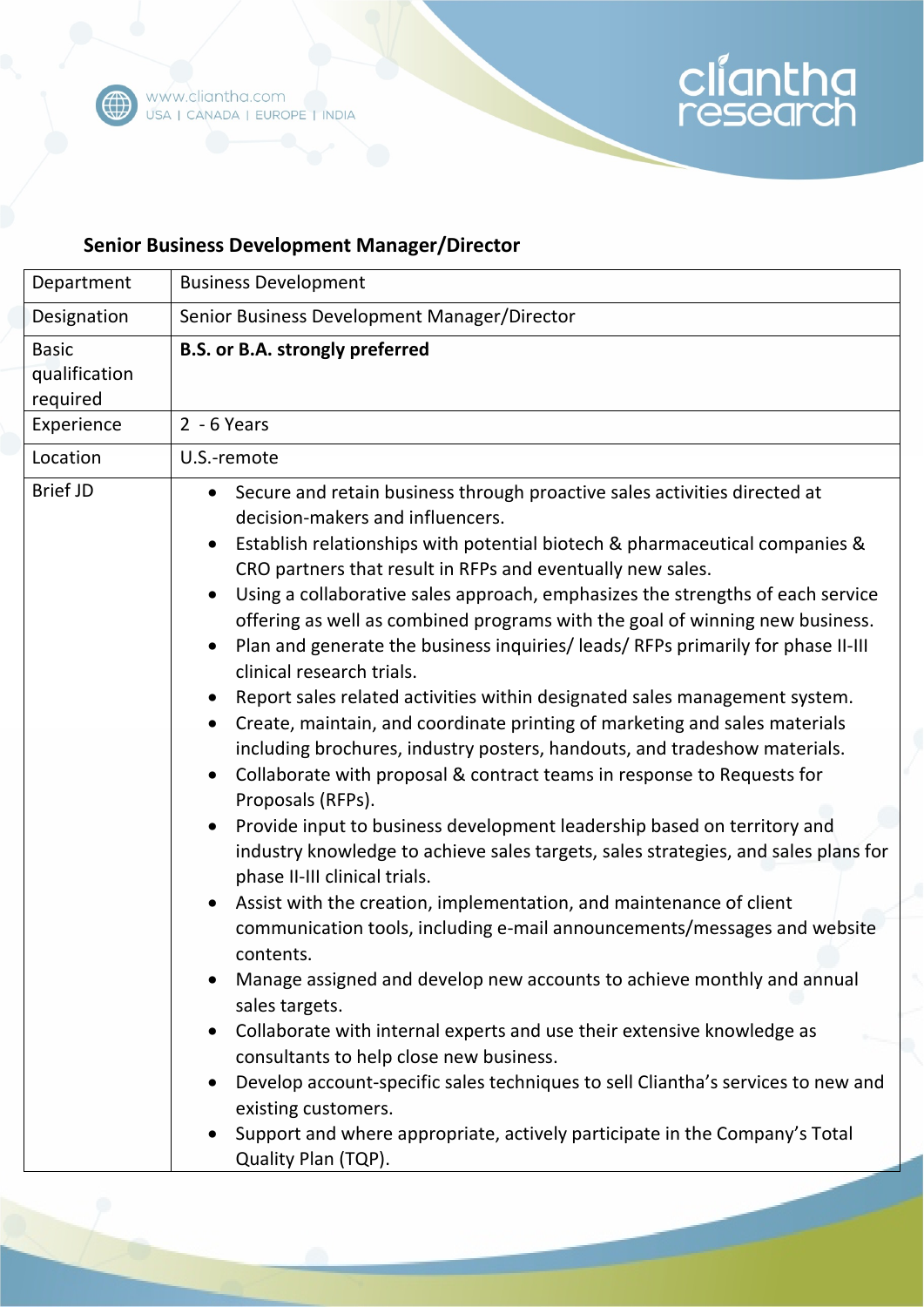## Senior Business Development Manager/Director

| Department | Business Development |
| --- | --- |
| Designation | Senior Business Development Manager/Director |
| Basic qualification required | **B.S. or B.A. strongly preferred** |
| Experience | 2 - 6 Years |
| Location | U.S.-remote |
| Brief JD | • Secure and retain business through proactive sales activities directed at decision-makers and influencers.<br>• Establish relationships with potential biotech & pharmaceutical companies & CRO partners that result in RFPs and eventually new sales.<br>• Using a collaborative sales approach, emphasizes the strengths of each service offering as well as combined programs with the goal of winning new business.<br>• Plan and generate the business inquiries/ leads/ RFPs primarily for phase II-III clinical research trials.<br>• Report sales related activities within designated sales management system.<br>• Create, maintain, and coordinate printing of marketing and sales materials including brochures, industry posters, handouts, and tradeshow materials.<br>• Collaborate with proposal & contract teams in response to Requests for Proposals (RFPs).<br>• Provide input to business development leadership based on territory and industry knowledge to achieve sales targets, sales strategies, and sales plans for phase II-III clinical trials.<br>• Assist with the creation, implementation, and maintenance of client communication tools, including e-mail announcements/messages and website contents.<br>• Manage assigned and develop new accounts to achieve monthly and annual sales targets.<br>• Collaborate with internal experts and use their extensive knowledge as consultants to help close new business.<br>• Develop account-specific sales techniques to sell Cliantha's services to new and existing customers.<br>• Support and where appropriate, actively participate in the Company's Total Quality Plan (TQP). |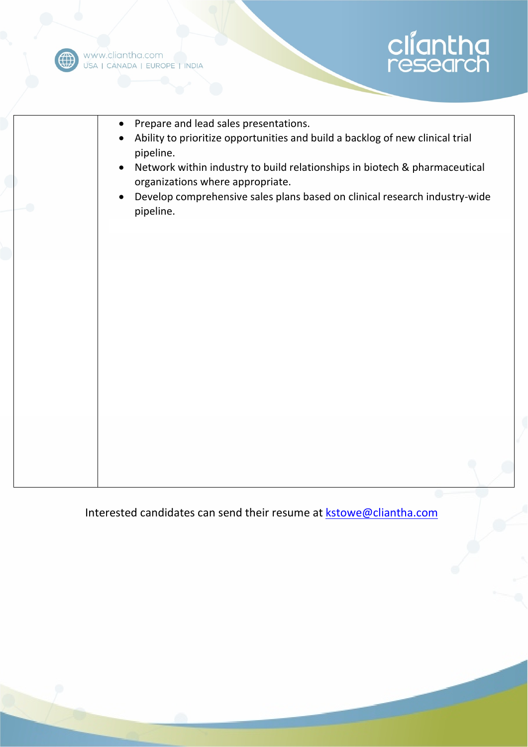| | |
|---|---|
| | • Prepare and lead sales presentations.<br>• Ability to prioritize opportunities and build a backlog of new clinical trial pipeline.<br>• Network within industry to build relationships in biotech & pharmaceutical organizations where appropriate.<br>• Develop comprehensive sales plans based on clinical research industry-wide pipeline. |

Interested candidates can send their resume at [kstowe@cliantha.com](mailto:kstowe@cliantha.com)